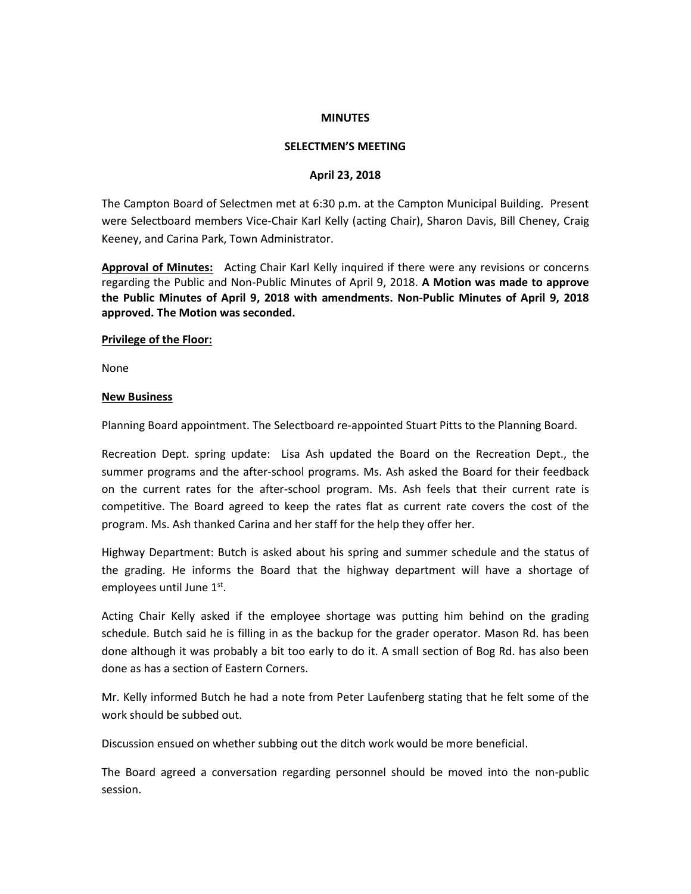**MINUTES**

**SELECTMEN'S MEETING**

**April 23, 2018**

The Campton Board of Selectmen met at 6:30 p.m. at the Campton Municipal Building. Present were Selectboard members Vice-Chair Karl Kelly (acting Chair), Sharon Davis, Bill Cheney, Craig Keeney, and Carina Park, Town Administrator.

**Approval of Minutes:** Acting Chair Karl Kelly inquired if there were any revisions or concerns regarding the Public and Non-Public Minutes of April 9, 2018. **A Motion was made to approve the Public Minutes of April 9, 2018 with amendments. Non-Public Minutes of April 9, 2018 approved. The Motion was seconded.**

**Privilege of the Floor:**

None

**New Business**

Planning Board appointment. The Selectboard re-appointed Stuart Pitts to the Planning Board.

Recreation Dept. spring update: Lisa Ash updated the Board on the Recreation Dept., the summer programs and the after-school programs. Ms. Ash asked the Board for their feedback on the current rates for the after-school program. Ms. Ash feels that their current rate is competitive. The Board agreed to keep the rates flat as current rate covers the cost of the program. Ms. Ash thanked Carina and her staff for the help they offer her.

Highway Department: Butch is asked about his spring and summer schedule and the status of the grading. He informs the Board that the highway department will have a shortage of employees until June 1st.

Acting Chair Kelly asked if the employee shortage was putting him behind on the grading schedule. Butch said he is filling in as the backup for the grader operator. Mason Rd. has been done although it was probably a bit too early to do it. A small section of Bog Rd. has also been done as has a section of Eastern Corners.

Mr. Kelly informed Butch he had a note from Peter Laufenberg stating that he felt some of the work should be subbed out.

Discussion ensued on whether subbing out the ditch work would be more beneficial.

The Board agreed a conversation regarding personnel should be moved into the non-public session.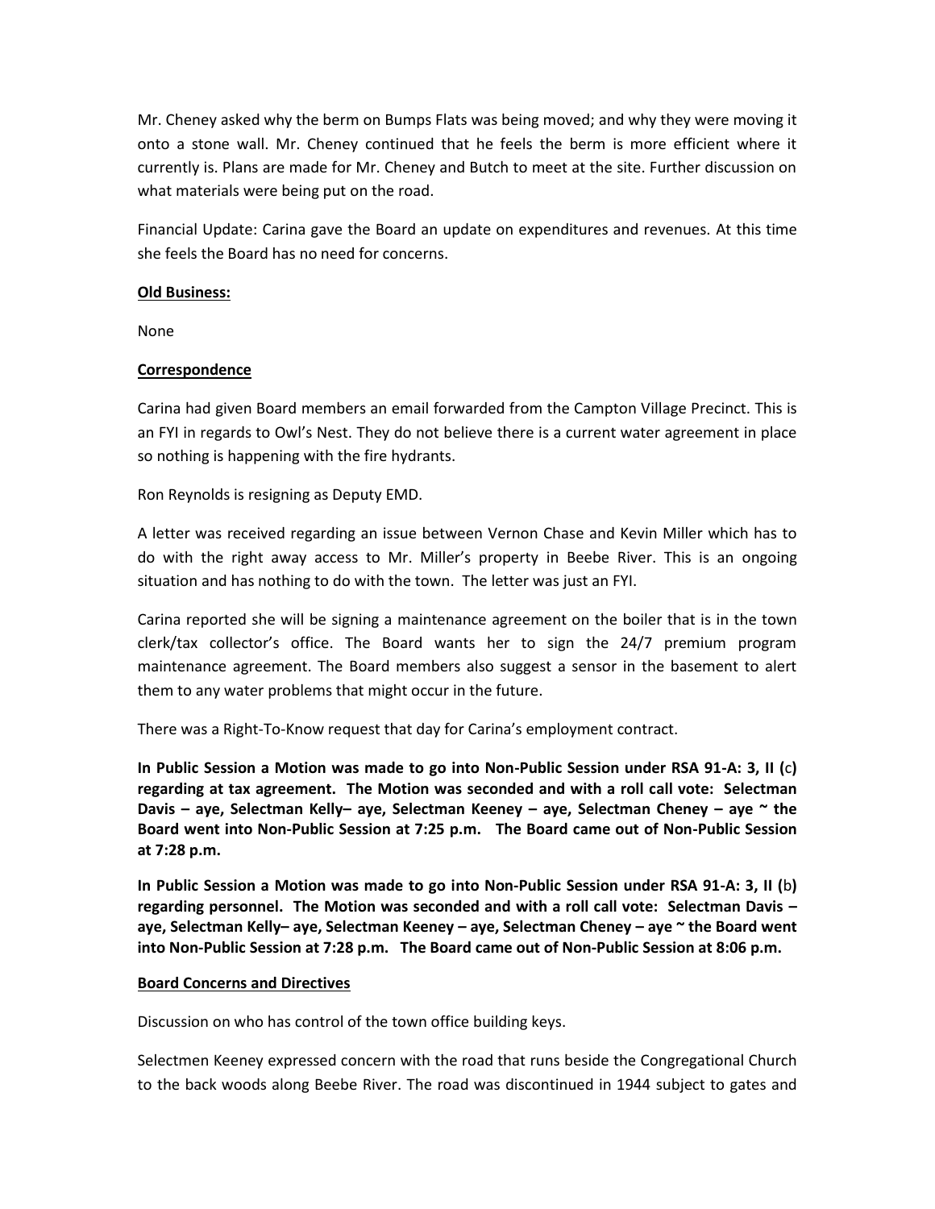Mr. Cheney asked why the berm on Bumps Flats was being moved; and why they were moving it onto a stone wall. Mr. Cheney continued that he feels the berm is more efficient where it currently is. Plans are made for Mr. Cheney and Butch to meet at the site. Further discussion on what materials were being put on the road.

Financial Update: Carina gave the Board an update on expenditures and revenues. At this time she feels the Board has no need for concerns.

__Old Business:__

None

__Correspondence__

Carina had given Board members an email forwarded from the Campton Village Precinct. This is an FYI in regards to Owl's Nest. They do not believe there is a current water agreement in place so nothing is happening with the fire hydrants.

Ron Reynolds is resigning as Deputy EMD.

A letter was received regarding an issue between Vernon Chase and Kevin Miller which has to do with the right away access to Mr. Miller's property in Beebe River. This is an ongoing situation and has nothing to do with the town. The letter was just an FYI.

Carina reported she will be signing a maintenance agreement on the boiler that is in the town clerk/tax collector's office. The Board wants her to sign the 24/7 premium program maintenance agreement. The Board members also suggest a sensor in the basement to alert them to any water problems that might occur in the future.

There was a Right-To-Know request that day for Carina's employment contract.

**In Public Session a Motion was made to go into Non-Public Session under RSA 91-A: 3, II (c) regarding at tax agreement. The Motion was seconded and with a roll call vote: Selectman Davis – aye, Selectman Kelly– aye, Selectman Keeney – aye, Selectman Cheney – aye ~ the Board went into Non-Public Session at 7:25 p.m. The Board came out of Non-Public Session at 7:28 p.m.**

**In Public Session a Motion was made to go into Non-Public Session under RSA 91-A: 3, II (b) regarding personnel. The Motion was seconded and with a roll call vote: Selectman Davis – aye, Selectman Kelly– aye, Selectman Keeney – aye, Selectman Cheney – aye ~ the Board went into Non-Public Session at 7:28 p.m. The Board came out of Non-Public Session at 8:06 p.m.**

__Board Concerns and Directives__

Discussion on who has control of the town office building keys.

Selectmen Keeney expressed concern with the road that runs beside the Congregational Church to the back woods along Beebe River. The road was discontinued in 1944 subject to gates and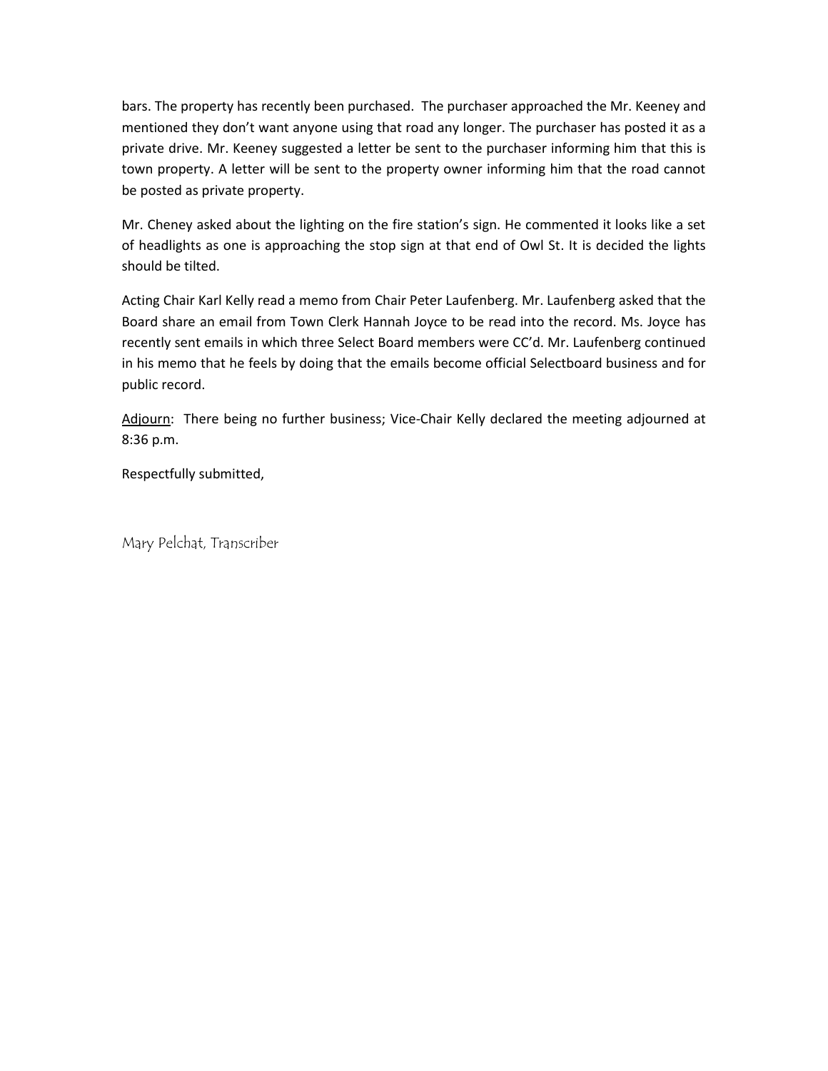bars. The property has recently been purchased. The purchaser approached the Mr. Keeney and mentioned they don't want anyone using that road any longer. The purchaser has posted it as a private drive. Mr. Keeney suggested a letter be sent to the purchaser informing him that this is town property. A letter will be sent to the property owner informing him that the road cannot be posted as private property.

Mr. Cheney asked about the lighting on the fire station's sign. He commented it looks like a set of headlights as one is approaching the stop sign at that end of Owl St. It is decided the lights should be tilted.

Acting Chair Karl Kelly read a memo from Chair Peter Laufenberg. Mr. Laufenberg asked that the Board share an email from Town Clerk Hannah Joyce to be read into the record. Ms. Joyce has recently sent emails in which three Select Board members were CC'd. Mr. Laufenberg continued in his memo that he feels by doing that the emails become official Selectboard business and for public record.

<u>Adjourn</u>: There being no further business; Vice-Chair Kelly declared the meeting adjourned at 8:36 p.m.

Respectfully submitted,

Mary Pelchat, Transcriber